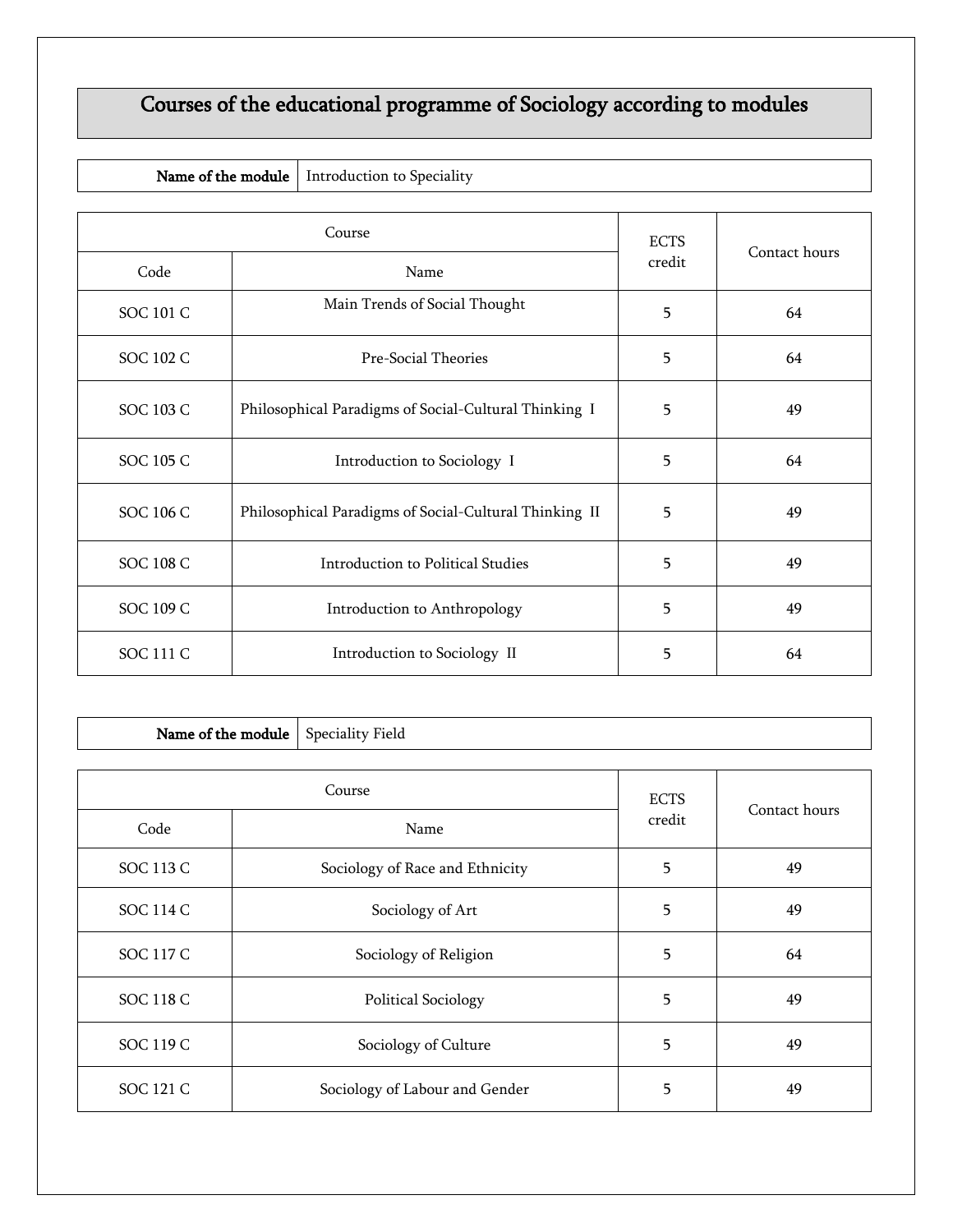# Courses of the educational programme of Sociology according to modules

| **Name of the module** | Introduction to Speciality |
|---|---|

| Course | | ECTS credit | Contact hours |
|---|---|---|---|
| Code | Name | | |
| SOC 101 C | Main Trends of Social Thought | 5 | 64 |
| SOC 102 C | Pre-Social Theories | 5 | 64 |
| SOC 103 C | Philosophical Paradigms of Social-Cultural Thinking I | 5 | 49 |
| SOC 105 C | Introduction to Sociology I | 5 | 64 |
| SOC 106 C | Philosophical Paradigms of Social-Cultural Thinking II | 5 | 49 |
| SOC 108 C | Introduction to Political Studies | 5 | 49 |
| SOC 109 C | Introduction to Anthropology | 5 | 49 |
| SOC 111 C | Introduction to Sociology II | 5 | 64 |

| **Name of the module** | Speciality Field |
|---|---|

| Course | | ECTS credit | Contact hours |
|---|---|---|---|
| Code | Name | | |
| SOC 113 C | Sociology of Race and Ethnicity | 5 | 49 |
| SOC 114 C | Sociology of Art | 5 | 49 |
| SOC 117 C | Sociology of Religion | 5 | 64 |
| SOC 118 C | Political Sociology | 5 | 49 |
| SOC 119 C | Sociology of Culture | 5 | 49 |
| SOC 121 C | Sociology of Labour and Gender | 5 | 49 |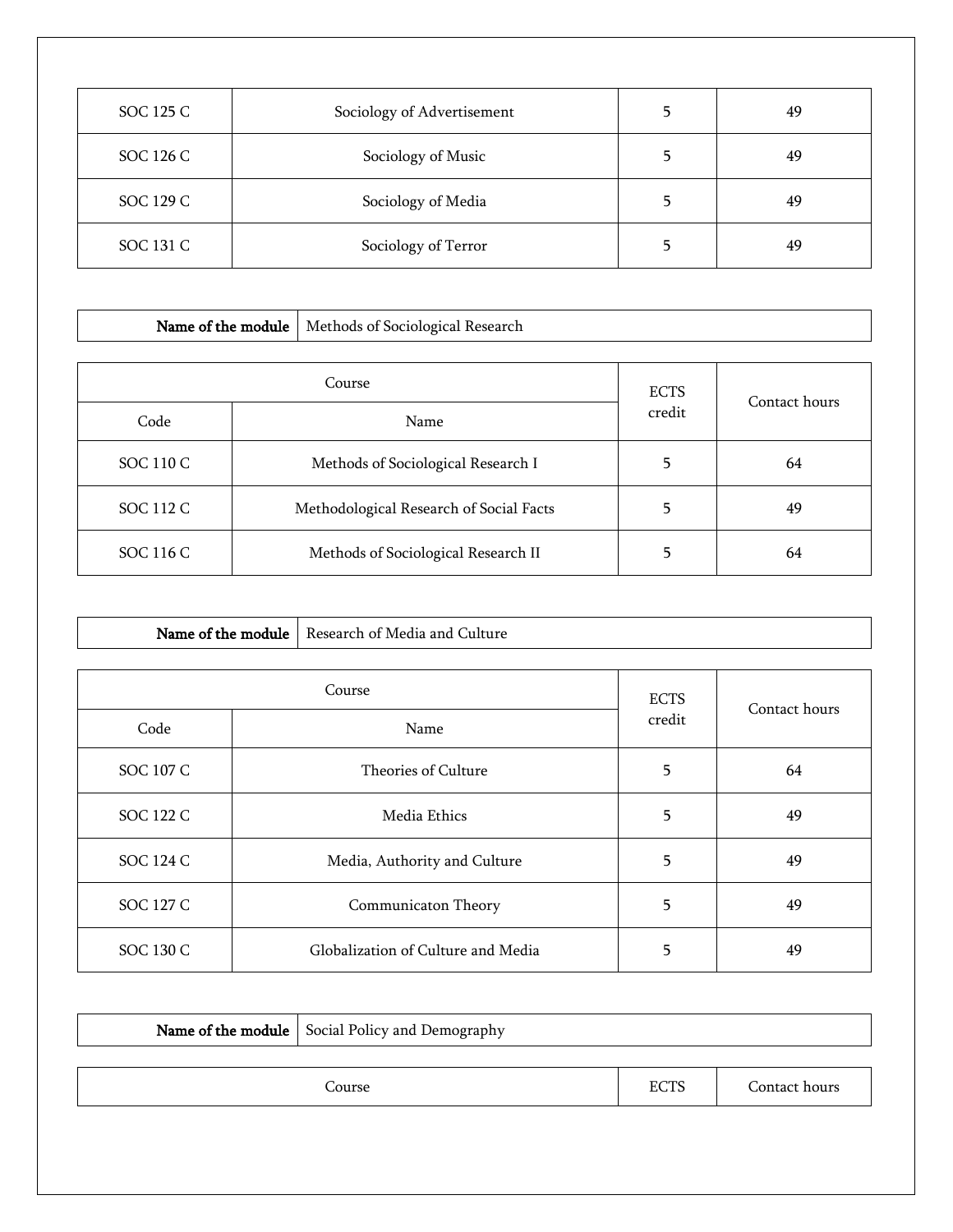| | | | |
|---|---|---|---|
| SOC 125 C | Sociology of Advertisement | 5 | 49 |
| SOC 126 C | Sociology of Music | 5 | 49 |
| SOC 129 C | Sociology of Media | 5 | 49 |
| SOC 131 C | Sociology of Terror | 5 | 49 |

| **Name of the module** | Methods of Sociological Research |
|---|---|

| Course | | ECTS credit | Contact hours |
|---|---|---|---|
| Code | Name | | |
| SOC 110 C | Methods of Sociological Research I | 5 | 64 |
| SOC 112 C | Methodological Research of Social Facts | 5 | 49 |
| SOC 116 C | Methods of Sociological Research II | 5 | 64 |

| **Name of the module** | Research of Media and Culture |
|---|---|

| Course | | ECTS credit | Contact hours |
|---|---|---|---|
| Code | Name | | |
| SOC 107 C | Theories of Culture | 5 | 64 |
| SOC 122 C | Media Ethics | 5 | 49 |
| SOC 124 C | Media, Authority and Culture | 5 | 49 |
| SOC 127 C | Communicaton Theory | 5 | 49 |
| SOC 130 C | Globalization of Culture and Media | 5 | 49 |

| **Name of the module** | Social Policy and Demography |
|---|---|

| Course | ECTS | Contact hours |
|---|---|---|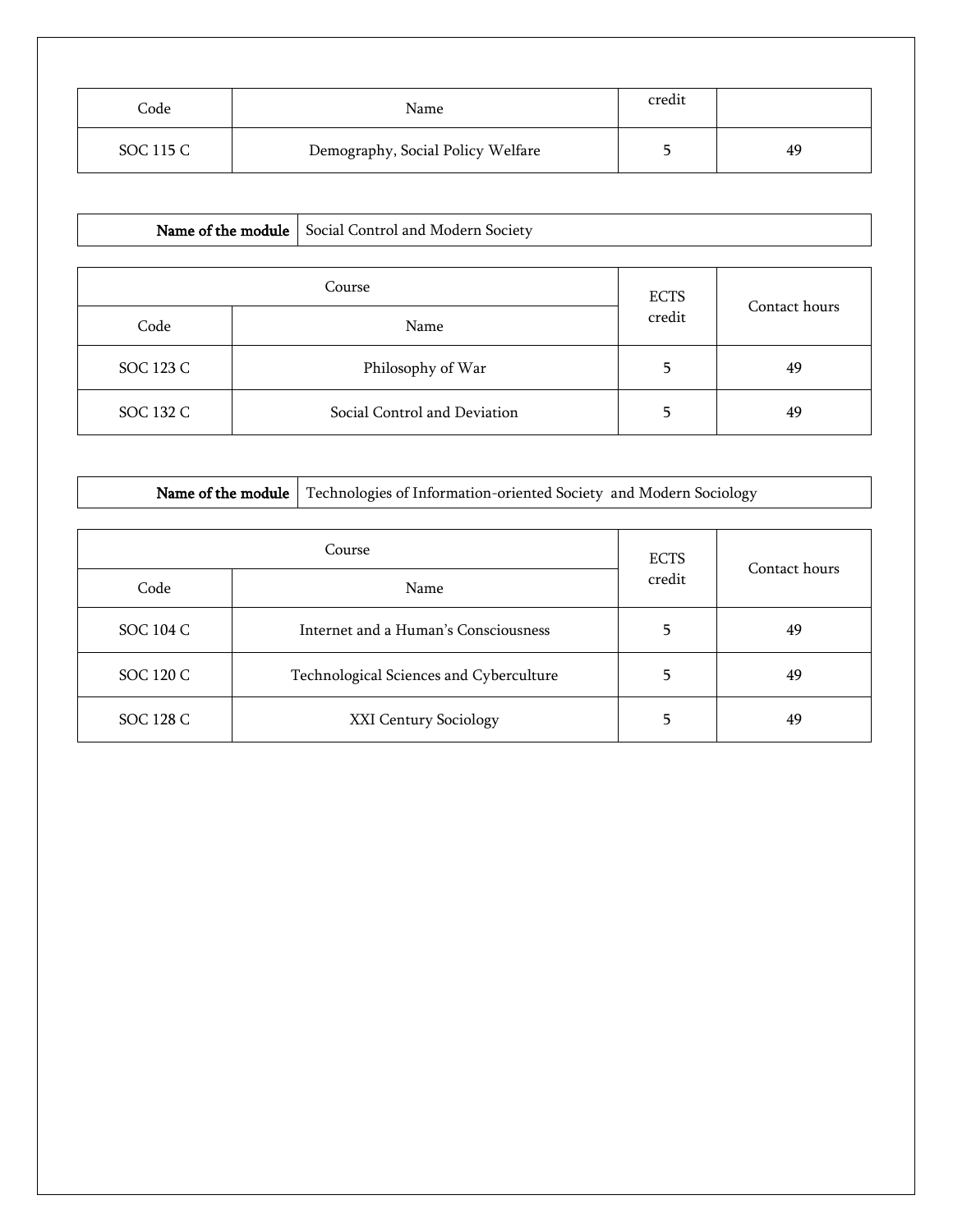| Code | Name | credit | |
|---|---|---|---|
| SOC 115 C | Demography, Social Policy Welfare | 5 | 49 |

| **Name of the module** | Social Control and Modern Society |
|---|---|

| Course | | ECTS credit | Contact hours |
|---|---|---|---|
| Code | Name | | |
| SOC 123 C | Philosophy of War | 5 | 49 |
| SOC 132 C | Social Control and Deviation | 5 | 49 |

| **Name of the module** | Technologies of Information-oriented Society and Modern Sociology |
|---|---|

| Course | | ECTS credit | Contact hours |
|---|---|---|---|
| Code | Name | | |
| SOC 104 C | Internet and a Human's Consciousness | 5 | 49 |
| SOC 120 C | Technological Sciences and Cyberculture | 5 | 49 |
| SOC 128 C | XXI Century Sociology | 5 | 49 |